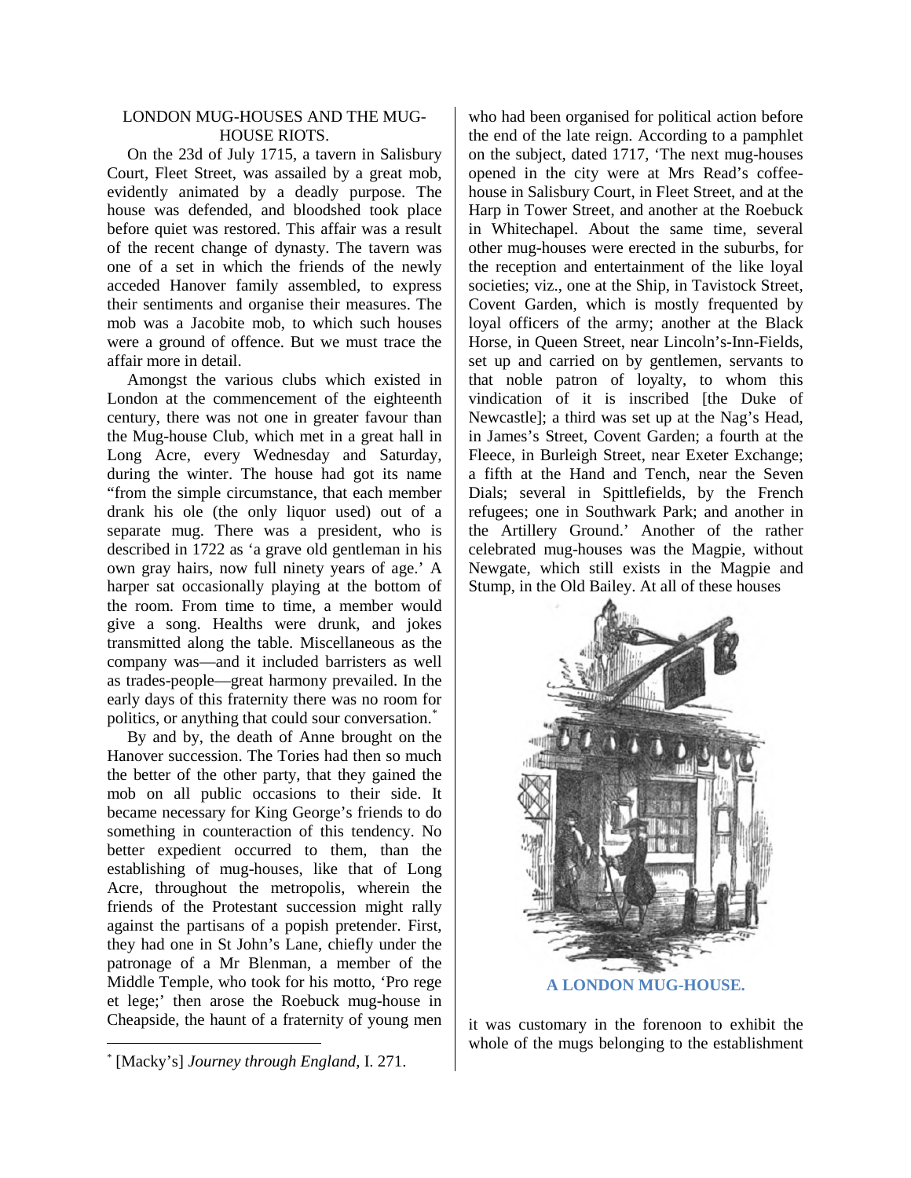## LONDON MUG-HOUSES AND THE MUG-HOUSE RIOTS.

On the 23d of July 1715, a tavern in Salisbury Court, Fleet Street, was assailed by a great mob, evidently animated by a deadly purpose. The house was defended, and bloodshed took place before quiet was restored. This affair was a result of the recent change of dynasty. The tavern was one of a set in which the friends of the newly acceded Hanover family assembled, to express their sentiments and organise their measures. The mob was a Jacobite mob, to which such houses were a ground of offence. But we must trace the affair more in detail.

Amongst the various clubs which existed in London at the commencement of the eighteenth century, there was not one in greater favour than the Mug-house Club, which met in a great hall in Long Acre, every Wednesday and Saturday, during the winter. The house had got its name "from the simple circumstance, that each member drank his ole (the only liquor used) out of a separate mug. There was a president, who is described in 1722 as 'a grave old gentleman in his own gray hairs, now full ninety years of age.' A harper sat occasionally playing at the bottom of the room. From time to time, a member would give a song. Healths were drunk, and jokes transmitted along the table. Miscellaneous as the company was—and it included barristers as well as trades-people—great harmony prevailed. In the early days of this fraternity there was no room for politics, or anything that could sour conversation.[*]

By and by, the death of Anne brought on the Hanover succession. The Tories had then so much the better of the other party, that they gained the mob on all public occasions to their side. It became necessary for King George's friends to do something in counteraction of this tendency. No better expedient occurred to them, than the establishing of mug-houses, like that of Long Acre, throughout the metropolis, wherein the friends of the Protestant succession might rally against the partisans of a popish pretender. First, they had one in St John's Lane, chiefly under the patronage of a Mr Blenman, a member of the Middle Temple, who took for his motto, 'Pro rege et lege;' then arose the Roebuck mug-house in Cheapside, the haunt of a fraternity of young men who had been organised for political action before the end of the late reign. According to a pamphlet on the subject, dated 1717, 'The next mug-houses opened in the city were at Mrs Read's coffee-house in Salisbury Court, in Fleet Street, and at the Harp in Tower Street, and another at the Roebuck in Whitechapel. About the same time, several other mug-houses were erected in the suburbs, for the reception and entertainment of the like loyal societies; viz., one at the Ship, in Tavistock Street, Covent Garden, which is mostly frequented by loyal officers of the army; another at the Black Horse, in Queen Street, near Lincoln's-Inn-Fields, set up and carried on by gentlemen, servants to that noble patron of loyalty, to whom this vindication of it is inscribed [the Duke of Newcastle]; a third was set up at the Nag's Head, in James's Street, Covent Garden; a fourth at the Fleece, in Burleigh Street, near Exeter Exchange; a fifth at the Hand and Tench, near the Seven Dials; several in Spittlefields, by the French refugees; one in Southwark Park; and another in the Artillery Ground.' Another of the rather celebrated mug-houses was the Magpie, without Newgate, which still exists in the Magpie and Stump, in the Old Bailey. At all of these houses

**A LONDON MUG-HOUSE.**

it was customary in the forenoon to exhibit the whole of the mugs belonging to the establishment

[*] [Macky's] *Journey through England*, I. 271.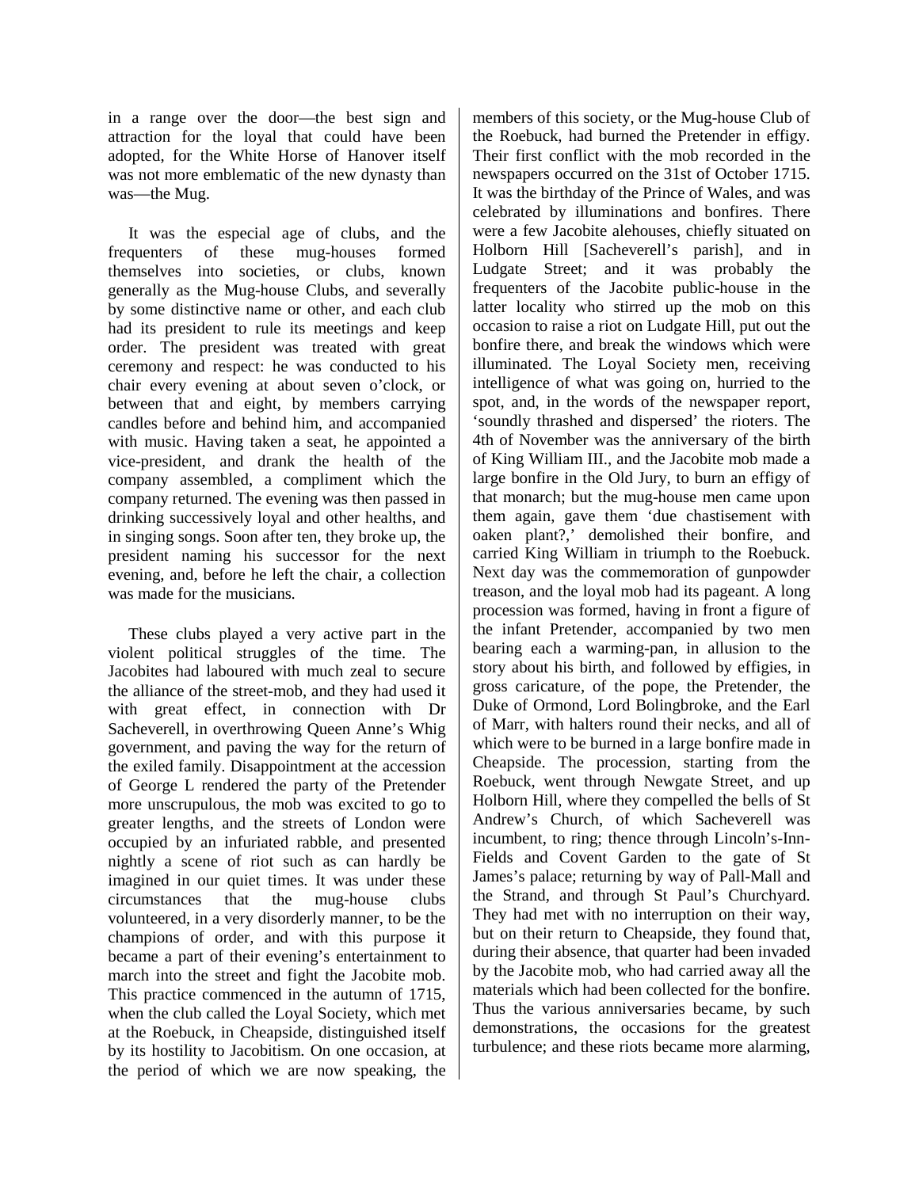in a range over the door—the best sign and attraction for the loyal that could have been adopted, for the White Horse of Hanover itself was not more emblematic of the new dynasty than was—the Mug.

It was the especial age of clubs, and the frequenters of these mug-houses formed themselves into societies, or clubs, known generally as the Mug-house Clubs, and severally by some distinctive name or other, and each club had its president to rule its meetings and keep order. The president was treated with great ceremony and respect: he was conducted to his chair every evening at about seven o'clock, or between that and eight, by members carrying candles before and behind him, and accompanied with music. Having taken a seat, he appointed a vice-president, and drank the health of the company assembled, a compliment which the company returned. The evening was then passed in drinking successively loyal and other healths, and in singing songs. Soon after ten, they broke up, the president naming his successor for the next evening, and, before he left the chair, a collection was made for the musicians.

These clubs played a very active part in the violent political struggles of the time. The Jacobites had laboured with much zeal to secure the alliance of the street-mob, and they had used it with great effect, in connection with Dr Sacheverell, in overthrowing Queen Anne's Whig government, and paving the way for the return of the exiled family. Disappointment at the accession of George L rendered the party of the Pretender more unscrupulous, the mob was excited to go to greater lengths, and the streets of London were occupied by an infuriated rabble, and presented nightly a scene of riot such as can hardly be imagined in our quiet times. It was under these circumstances that the mug-house clubs volunteered, in a very disorderly manner, to be the champions of order, and with this purpose it became a part of their evening's entertainment to march into the street and fight the Jacobite mob. This practice commenced in the autumn of 1715, when the club called the Loyal Society, which met at the Roebuck, in Cheapside, distinguished itself by its hostility to Jacobitism. On one occasion, at the period of which we are now speaking, the members of this society, or the Mug-house Club of the Roebuck, had burned the Pretender in effigy. Their first conflict with the mob recorded in the newspapers occurred on the 31st of October 1715. It was the birthday of the Prince of Wales, and was celebrated by illuminations and bonfires. There were a few Jacobite alehouses, chiefly situated on Holborn Hill [Sacheverell's parish], and in Ludgate Street; and it was probably the frequenters of the Jacobite public-house in the latter locality who stirred up the mob on this occasion to raise a riot on Ludgate Hill, put out the bonfire there, and break the windows which were illuminated. The Loyal Society men, receiving intelligence of what was going on, hurried to the spot, and, in the words of the newspaper report, 'soundly thrashed and dispersed' the rioters. The 4th of November was the anniversary of the birth of King William III., and the Jacobite mob made a large bonfire in the Old Jury, to burn an effigy of that monarch; but the mug-house men came upon them again, gave them 'due chastisement with oaken plant?,' demolished their bonfire, and carried King William in triumph to the Roebuck. Next day was the commemoration of gunpowder treason, and the loyal mob had its pageant. A long procession was formed, having in front a figure of the infant Pretender, accompanied by two men bearing each a warming-pan, in allusion to the story about his birth, and followed by effigies, in gross caricature, of the pope, the Pretender, the Duke of Ormond, Lord Bolingbroke, and the Earl of Marr, with halters round their necks, and all of which were to be burned in a large bonfire made in Cheapside. The procession, starting from the Roebuck, went through Newgate Street, and up Holborn Hill, where they compelled the bells of St Andrew's Church, of which Sacheverell was incumbent, to ring; thence through Lincoln's-Inn-Fields and Covent Garden to the gate of St James's palace; returning by way of Pall-Mall and the Strand, and through St Paul's Churchyard. They had met with no interruption on their way, but on their return to Cheapside, they found that, during their absence, that quarter had been invaded by the Jacobite mob, who had carried away all the materials which had been collected for the bonfire. Thus the various anniversaries became, by such demonstrations, the occasions for the greatest turbulence; and these riots became more alarming,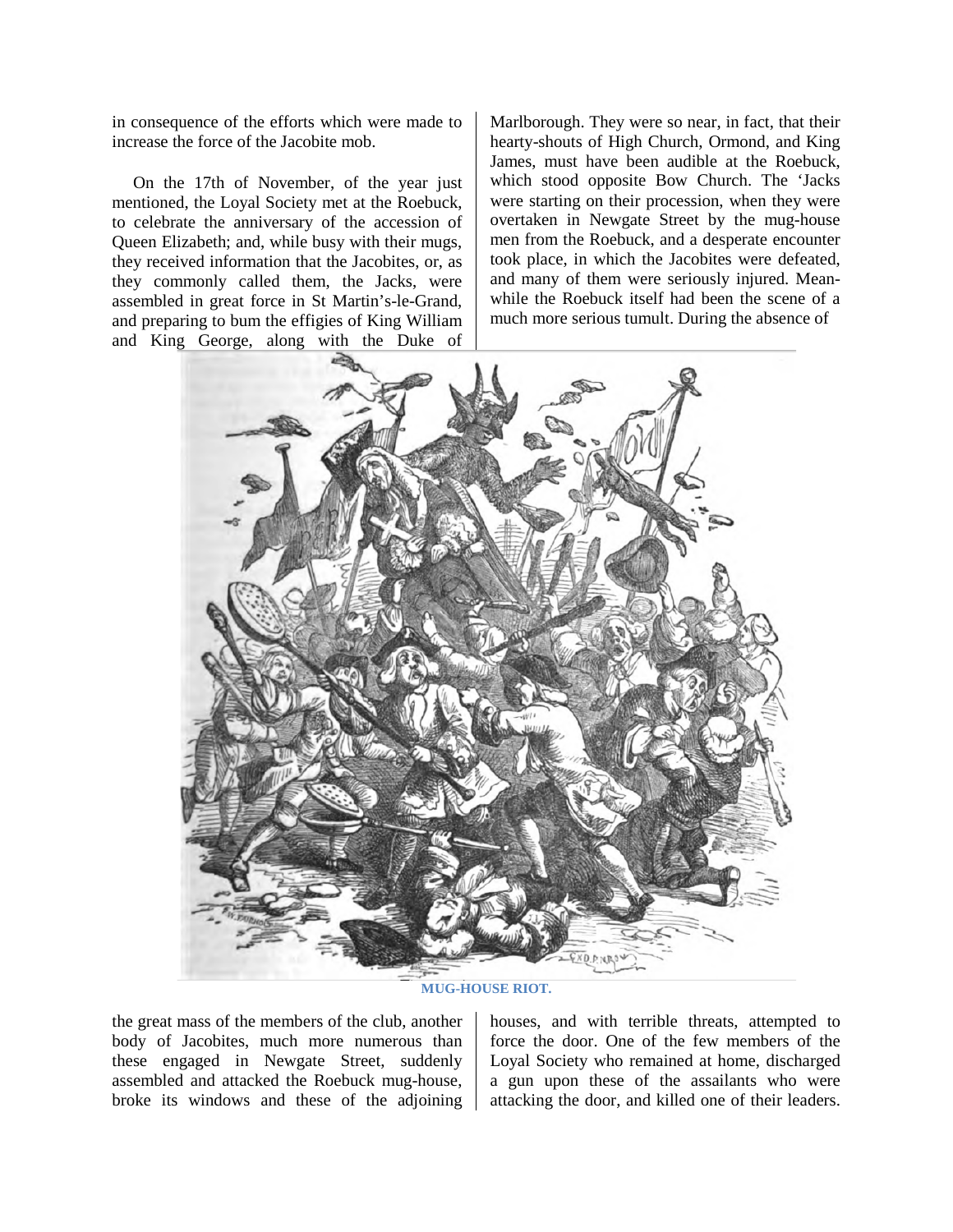in consequence of the efforts which were made to increase the force of the Jacobite mob.

On the 17th of November, of the year just mentioned, the Loyal Society met at the Roebuck, to celebrate the anniversary of the accession of Queen Elizabeth; and, while busy with their mugs, they received information that the Jacobites, or, as they commonly called them, the Jacks, were assembled in great force in St Martin's-le-Grand, and preparing to bum the effigies of King William and King George, along with the Duke of Marlborough. They were so near, in fact, that their hearty-shouts of High Church, Ormond, and King James, must have been audible at the Roebuck, which stood opposite Bow Church. The 'Jacks were starting on their procession, when they were overtaken in Newgate Street by the mug-house men from the Roebuck, and a desperate encounter took place, in which the Jacobites were defeated, and many of them were seriously injured. Meanwhile the Roebuck itself had been the scene of a much more serious tumult. During the absence of

MUG-HOUSE RIOT.

the great mass of the members of the club, another body of Jacobites, much more numerous than these engaged in Newgate Street, suddenly assembled and attacked the Roebuck mug-house, broke its windows and these of the adjoining houses, and with terrible threats, attempted to force the door. One of the few members of the Loyal Society who remained at home, discharged a gun upon these of the assailants who were attacking the door, and killed one of their leaders.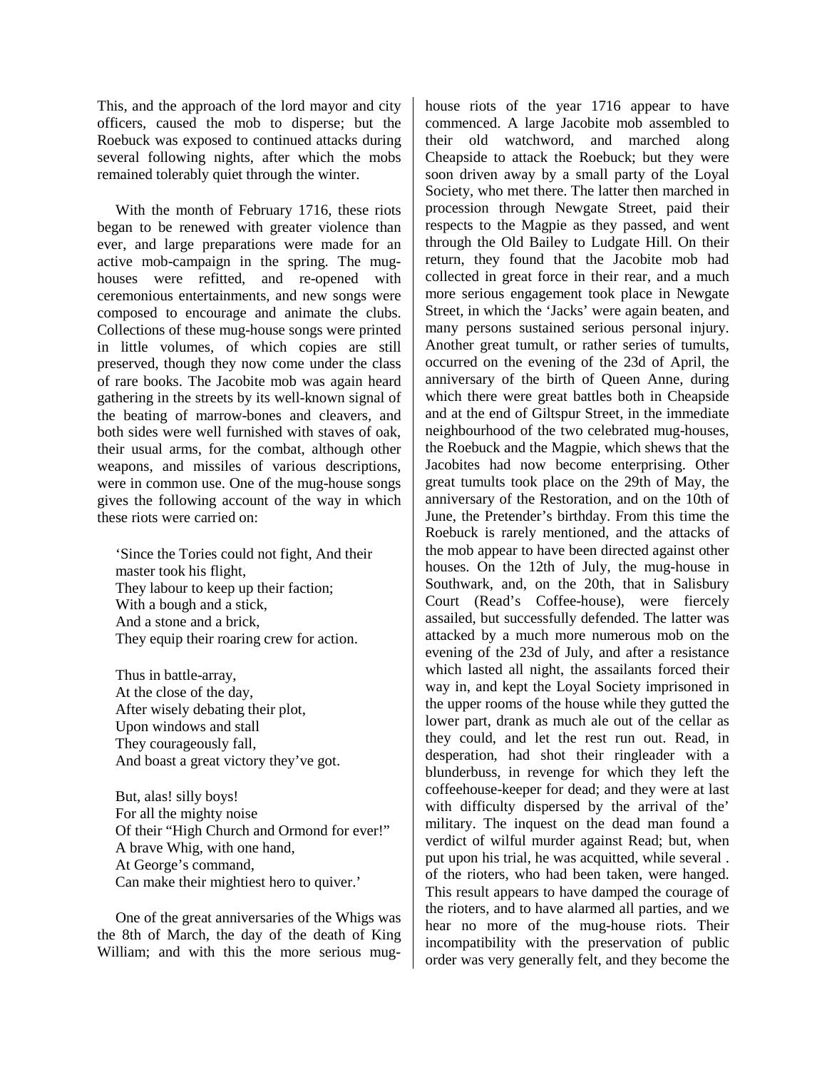This, and the approach of the lord mayor and city officers, caused the mob to disperse; but the Roebuck was exposed to continued attacks during several following nights, after which the mobs remained tolerably quiet through the winter.

With the month of February 1716, these riots began to be renewed with greater violence than ever, and large preparations were made for an active mob-campaign in the spring. The mug-houses were refitted, and re-opened with ceremonious entertainments, and new songs were composed to encourage and animate the clubs. Collections of these mug-house songs were printed in little volumes, of which copies are still preserved, though they now come under the class of rare books. The Jacobite mob was again heard gathering in the streets by its well-known signal of the beating of marrow-bones and cleavers, and both sides were well furnished with staves of oak, their usual arms, for the combat, although other weapons, and missiles of various descriptions, were in common use. One of the mug-house songs gives the following account of the way in which these riots were carried on:

> 'Since the Tories could not fight, And their master took his flight,
> They labour to keep up their faction;
> With a bough and a stick,
> And a stone and a brick,
> They equip their roaring crew for action.
>
> Thus in battle-array,
> At the close of the day,
> After wisely debating their plot,
> Upon windows and stall
> They courageously fall,
> And boast a great victory they've got.
>
> But, alas! silly boys!
> For all the mighty noise
> Of their "High Church and Ormond for ever!"
> A brave Whig, with one hand,
> At George's command,
> Can make their mightiest hero to quiver.'

One of the great anniversaries of the Whigs was the 8th of March, the day of the death of King William; and with this the more serious mug-house riots of the year 1716 appear to have commenced. A large Jacobite mob assembled to their old watchword, and marched along Cheapside to attack the Roebuck; but they were soon driven away by a small party of the Loyal Society, who met there. The latter then marched in procession through Newgate Street, paid their respects to the Magpie as they passed, and went through the Old Bailey to Ludgate Hill. On their return, they found that the Jacobite mob had collected in great force in their rear, and a much more serious engagement took place in Newgate Street, in which the 'Jacks' were again beaten, and many persons sustained serious personal injury. Another great tumult, or rather series of tumults, occurred on the evening of the 23d of April, the anniversary of the birth of Queen Anne, during which there were great battles both in Cheapside and at the end of Giltspur Street, in the immediate neighbourhood of the two celebrated mug-houses, the Roebuck and the Magpie, which shews that the Jacobites had now become enterprising. Other great tumults took place on the 29th of May, the anniversary of the Restoration, and on the 10th of June, the Pretender's birthday. From this time the Roebuck is rarely mentioned, and the attacks of the mob appear to have been directed against other houses. On the 12th of July, the mug-house in Southwark, and, on the 20th, that in Salisbury Court (Read's Coffee-house), were fiercely assailed, but successfully defended. The latter was attacked by a much more numerous mob on the evening of the 23d of July, and after a resistance which lasted all night, the assailants forced their way in, and kept the Loyal Society imprisoned in the upper rooms of the house while they gutted the lower part, drank as much ale out of the cellar as they could, and let the rest run out. Read, in desperation, had shot their ringleader with a blunderbuss, in revenge for which they left the coffeehouse-keeper for dead; and they were at last with difficulty dispersed by the arrival of the' military. The inquest on the dead man found a verdict of wilful murder against Read; but, when put upon his trial, he was acquitted, while several . of the rioters, who had been taken, were hanged. This result appears to have damped the courage of the rioters, and to have alarmed all parties, and we hear no more of the mug-house riots. Their incompatibility with the preservation of public order was very generally felt, and they become the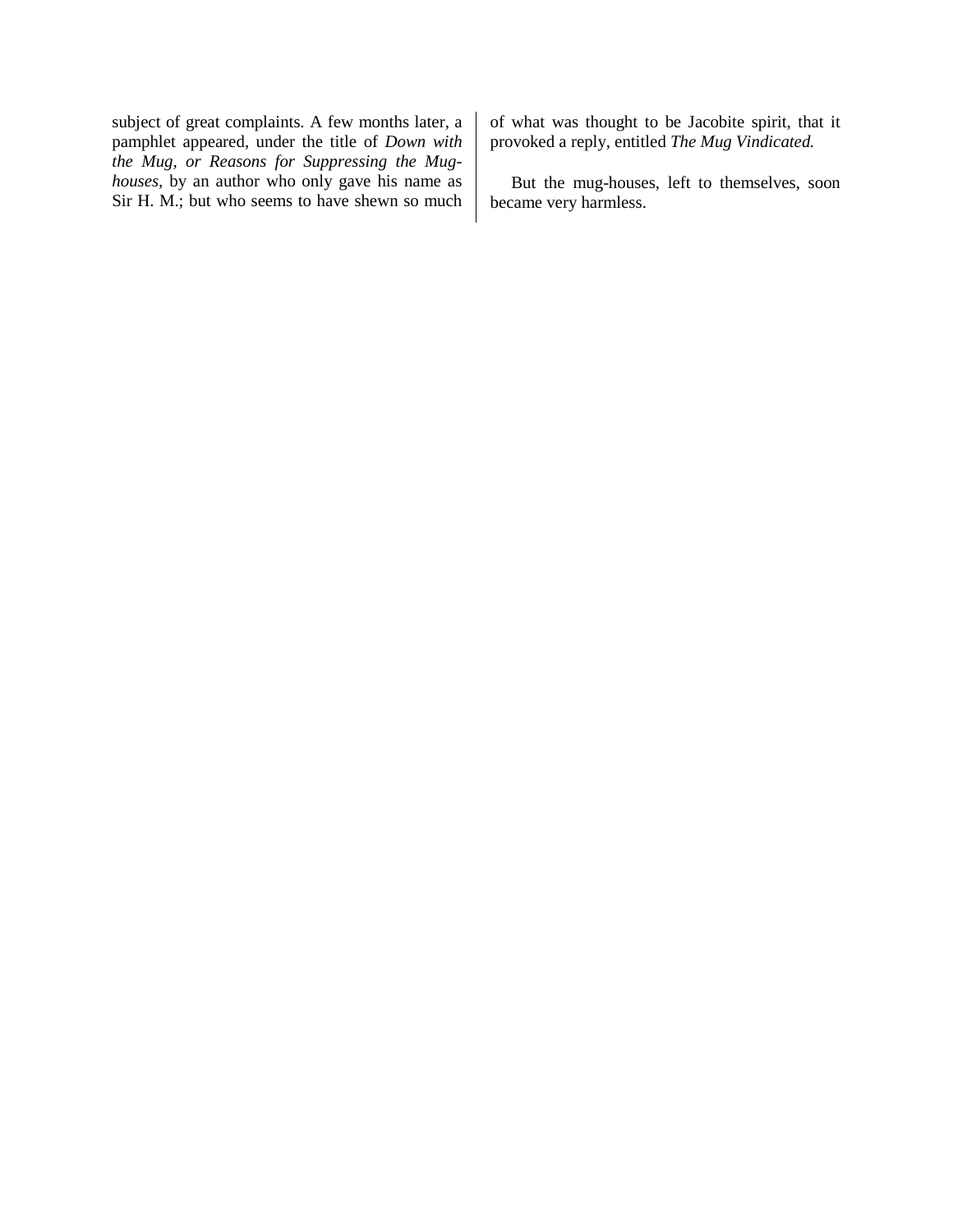subject of great complaints. A few months later, a pamphlet appeared, under the title of *Down with the Mug, or Reasons for Suppressing the Mug-houses,* by an author who only gave his name as Sir H. M.; but who seems to have shewn so much of what was thought to be Jacobite spirit, that it provoked a reply, entitled *The Mug Vindicated.*

But the mug-houses, left to themselves, soon became very harmless.